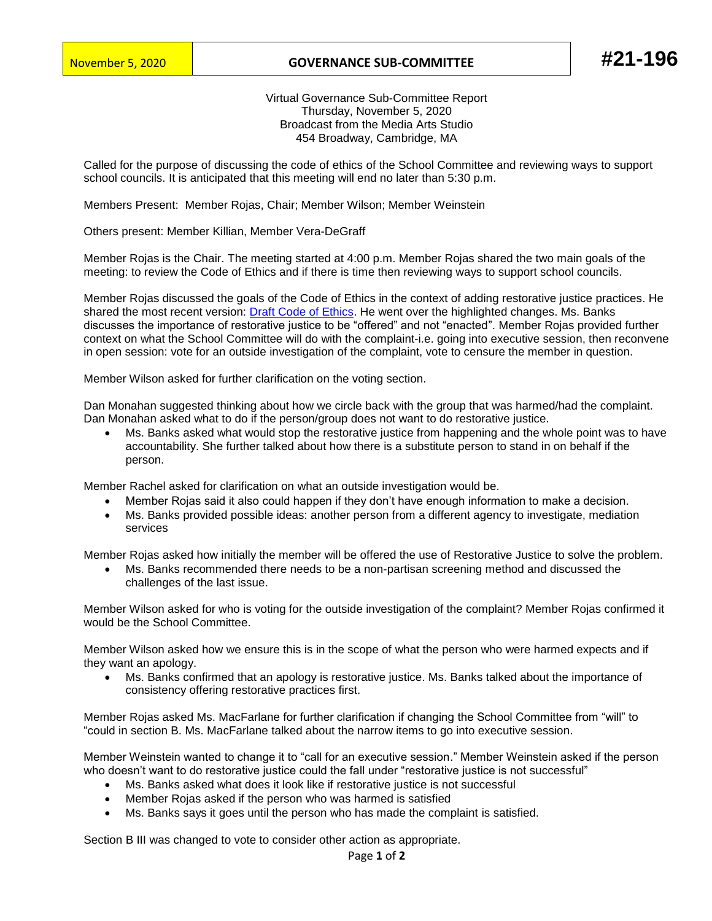| November 5, 2020 | GOVERNANCE SUB-COMMITTEE |
|---|---|

# #21-196

Virtual Governance Sub-Committee Report
Thursday, November 5, 2020
Broadcast from the Media Arts Studio
454 Broadway, Cambridge, MA

Called for the purpose of discussing the code of ethics of the School Committee and reviewing ways to support school councils. It is anticipated that this meeting will end no later than 5:30 p.m.

Members Present: Member Rojas, Chair; Member Wilson; Member Weinstein

Others present: Member Killian, Member Vera-DeGraff

Member Rojas is the Chair. The meeting started at 4:00 p.m. Member Rojas shared the two main goals of the meeting: to review the Code of Ethics and if there is time then reviewing ways to support school councils.

Member Rojas discussed the goals of the Code of Ethics in the context of adding restorative justice practices. He shared the most recent version: Draft Code of Ethics. He went over the highlighted changes. Ms. Banks discusses the importance of restorative justice to be "offered" and not "enacted". Member Rojas provided further context on what the School Committee will do with the complaint-i.e. going into executive session, then reconvene in open session: vote for an outside investigation of the complaint, vote to censure the member in question.

Member Wilson asked for further clarification on the voting section.

Dan Monahan suggested thinking about how we circle back with the group that was harmed/had the complaint. Dan Monahan asked what to do if the person/group does not want to do restorative justice.

- Ms. Banks asked what would stop the restorative justice from happening and the whole point was to have accountability. She further talked about how there is a substitute person to stand in on behalf if the person.

Member Rachel asked for clarification on what an outside investigation would be.

- Member Rojas said it also could happen if they don't have enough information to make a decision.
- Ms. Banks provided possible ideas: another person from a different agency to investigate, mediation services

Member Rojas asked how initially the member will be offered the use of Restorative Justice to solve the problem.

- Ms. Banks recommended there needs to be a non-partisan screening method and discussed the challenges of the last issue.

Member Wilson asked for who is voting for the outside investigation of the complaint? Member Rojas confirmed it would be the School Committee.

Member Wilson asked how we ensure this is in the scope of what the person who were harmed expects and if they want an apology.

- Ms. Banks confirmed that an apology is restorative justice. Ms. Banks talked about the importance of consistency offering restorative practices first.

Member Rojas asked Ms. MacFarlane for further clarification if changing the School Committee from "will" to "could in section B. Ms. MacFarlane talked about the narrow items to go into executive session.

Member Weinstein wanted to change it to "call for an executive session." Member Weinstein asked if the person who doesn't want to do restorative justice could the fall under "restorative justice is not successful"

- Ms. Banks asked what does it look like if restorative justice is not successful
- Member Rojas asked if the person who was harmed is satisfied
- Ms. Banks says it goes until the person who has made the complaint is satisfied.

Section B III was changed to vote to consider other action as appropriate.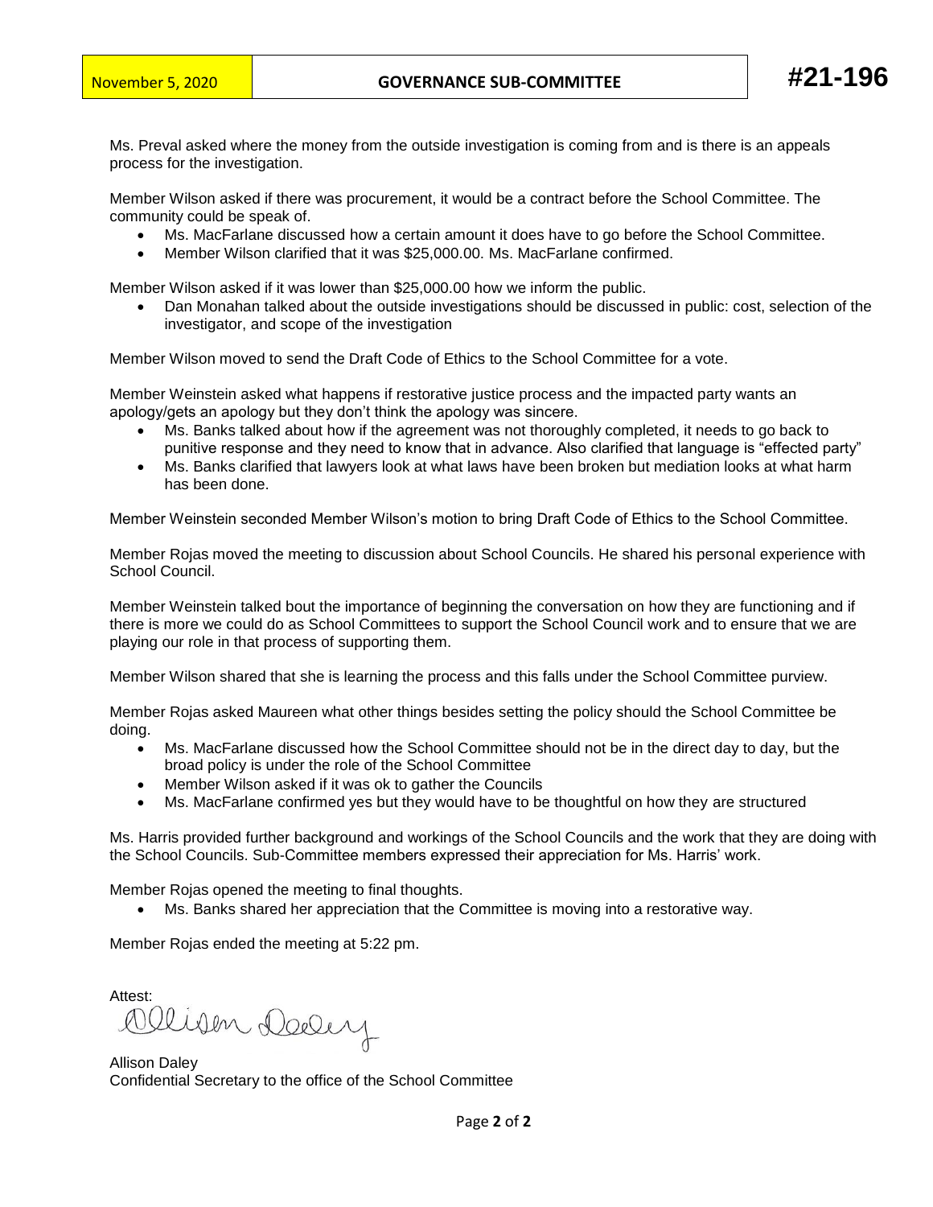Ms. Preval asked where the money from the outside investigation is coming from and is there is an appeals process for the investigation.

Member Wilson asked if there was procurement, it would be a contract before the School Committee. The community could be speak of.

- Ms. MacFarlane discussed how a certain amount it does have to go before the School Committee.
- Member Wilson clarified that it was $25,000.00. Ms. MacFarlane confirmed.

Member Wilson asked if it was lower than $25,000.00 how we inform the public.

- Dan Monahan talked about the outside investigations should be discussed in public: cost, selection of the investigator, and scope of the investigation

Member Wilson moved to send the Draft Code of Ethics to the School Committee for a vote.

Member Weinstein asked what happens if restorative justice process and the impacted party wants an apology/gets an apology but they don't think the apology was sincere.

- Ms. Banks talked about how if the agreement was not thoroughly completed, it needs to go back to punitive response and they need to know that in advance. Also clarified that language is "effected party"
- Ms. Banks clarified that lawyers look at what laws have been broken but mediation looks at what harm has been done.

Member Weinstein seconded Member Wilson's motion to bring Draft Code of Ethics to the School Committee.

Member Rojas moved the meeting to discussion about School Councils. He shared his personal experience with School Council.

Member Weinstein talked bout the importance of beginning the conversation on how they are functioning and if there is more we could do as School Committees to support the School Council work and to ensure that we are playing our role in that process of supporting them.

Member Wilson shared that she is learning the process and this falls under the School Committee purview.

Member Rojas asked Maureen what other things besides setting the policy should the School Committee be doing.

- Ms. MacFarlane discussed how the School Committee should not be in the direct day to day, but the broad policy is under the role of the School Committee
- Member Wilson asked if it was ok to gather the Councils
- Ms. MacFarlane confirmed yes but they would have to be thoughtful on how they are structured

Ms. Harris provided further background and workings of the School Councils and the work that they are doing with the School Councils. Sub-Committee members expressed their appreciation for Ms. Harris' work.

Member Rojas opened the meeting to final thoughts.

- Ms. Banks shared her appreciation that the Committee is moving into a restorative way.

Member Rojas ended the meeting at 5:22 pm.

Attest:

Allison Daley

Allison Daley
Confidential Secretary to the office of the School Committee